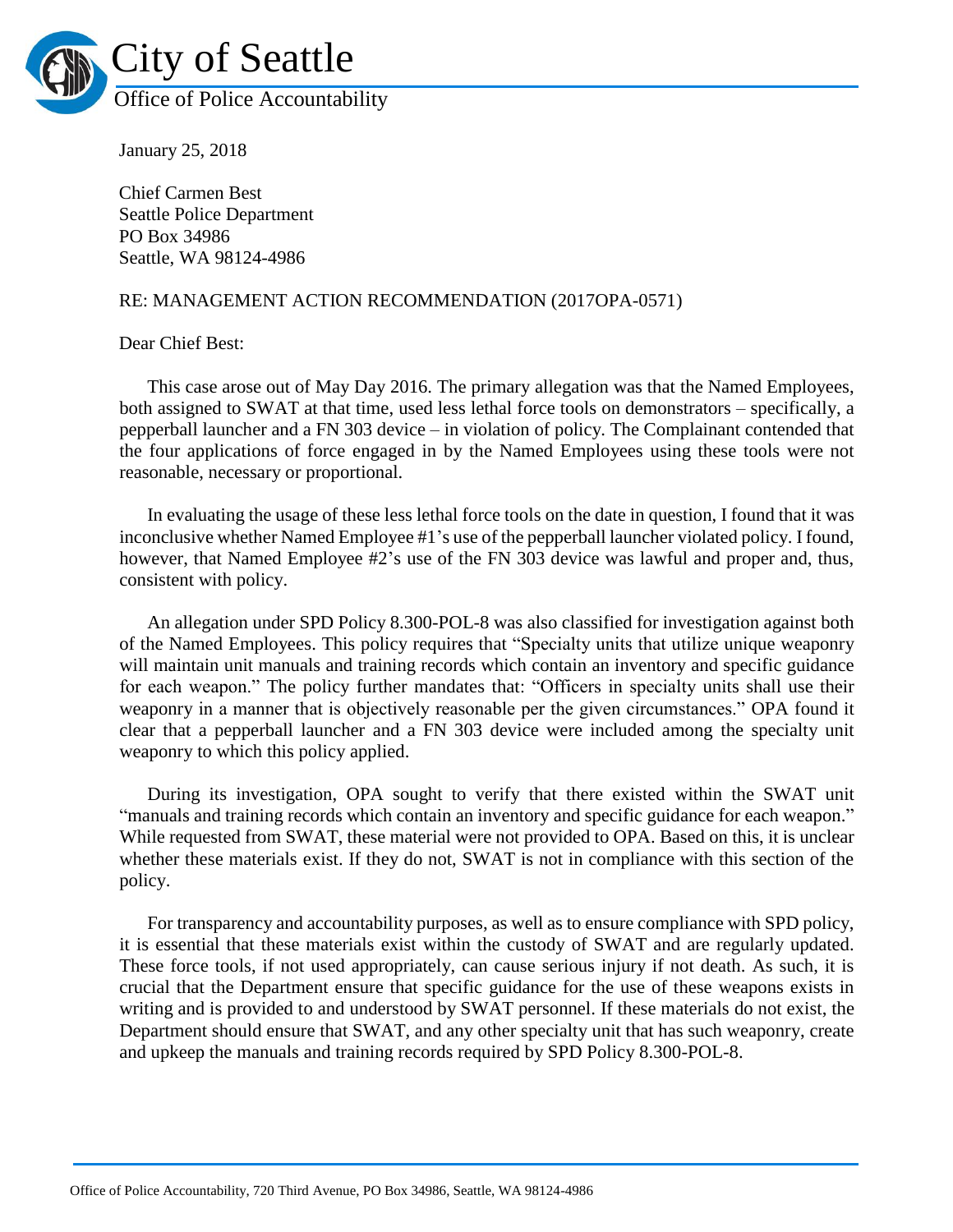# City of Seattle

## Office of Police Accountability

January 25, 2018

Chief Carmen Best
Seattle Police Department
PO Box 34986
Seattle, WA 98124-4986

RE: MANAGEMENT ACTION RECOMMENDATION (2017OPA-0571)

Dear Chief Best:

This case arose out of May Day 2016. The primary allegation was that the Named Employees, both assigned to SWAT at that time, used less lethal force tools on demonstrators – specifically, a pepperball launcher and a FN 303 device – in violation of policy. The Complainant contended that the four applications of force engaged in by the Named Employees using these tools were not reasonable, necessary or proportional.

In evaluating the usage of these less lethal force tools on the date in question, I found that it was inconclusive whether Named Employee #1's use of the pepperball launcher violated policy. I found, however, that Named Employee #2's use of the FN 303 device was lawful and proper and, thus, consistent with policy.

An allegation under SPD Policy 8.300-POL-8 was also classified for investigation against both of the Named Employees. This policy requires that "Specialty units that utilize unique weaponry will maintain unit manuals and training records which contain an inventory and specific guidance for each weapon." The policy further mandates that: "Officers in specialty units shall use their weaponry in a manner that is objectively reasonable per the given circumstances." OPA found it clear that a pepperball launcher and a FN 303 device were included among the specialty unit weaponry to which this policy applied.

During its investigation, OPA sought to verify that there existed within the SWAT unit "manuals and training records which contain an inventory and specific guidance for each weapon." While requested from SWAT, these material were not provided to OPA. Based on this, it is unclear whether these materials exist. If they do not, SWAT is not in compliance with this section of the policy.

For transparency and accountability purposes, as well as to ensure compliance with SPD policy, it is essential that these materials exist within the custody of SWAT and are regularly updated. These force tools, if not used appropriately, can cause serious injury if not death. As such, it is crucial that the Department ensure that specific guidance for the use of these weapons exists in writing and is provided to and understood by SWAT personnel. If these materials do not exist, the Department should ensure that SWAT, and any other specialty unit that has such weaponry, create and upkeep the manuals and training records required by SPD Policy 8.300-POL-8.

Office of Police Accountability, 720 Third Avenue, PO Box 34986, Seattle, WA 98124-4986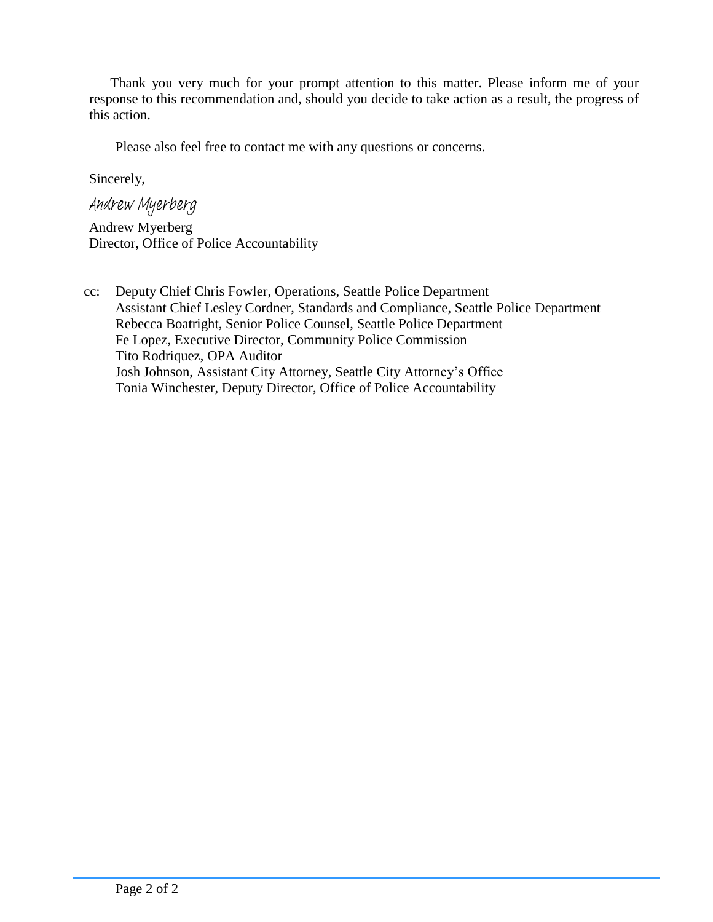Thank you very much for your prompt attention to this matter. Please inform me of your response to this recommendation and, should you decide to take action as a result, the progress of this action.

Please also feel free to contact me with any questions or concerns.

Sincerely,

*Andrew Myerberg*

Andrew Myerberg
Director, Office of Police Accountability

cc: Deputy Chief Chris Fowler, Operations, Seattle Police Department
Assistant Chief Lesley Cordner, Standards and Compliance, Seattle Police Department
Rebecca Boatright, Senior Police Counsel, Seattle Police Department
Fe Lopez, Executive Director, Community Police Commission
Tito Rodriquez, OPA Auditor
Josh Johnson, Assistant City Attorney, Seattle City Attorney's Office
Tonia Winchester, Deputy Director, Office of Police Accountability